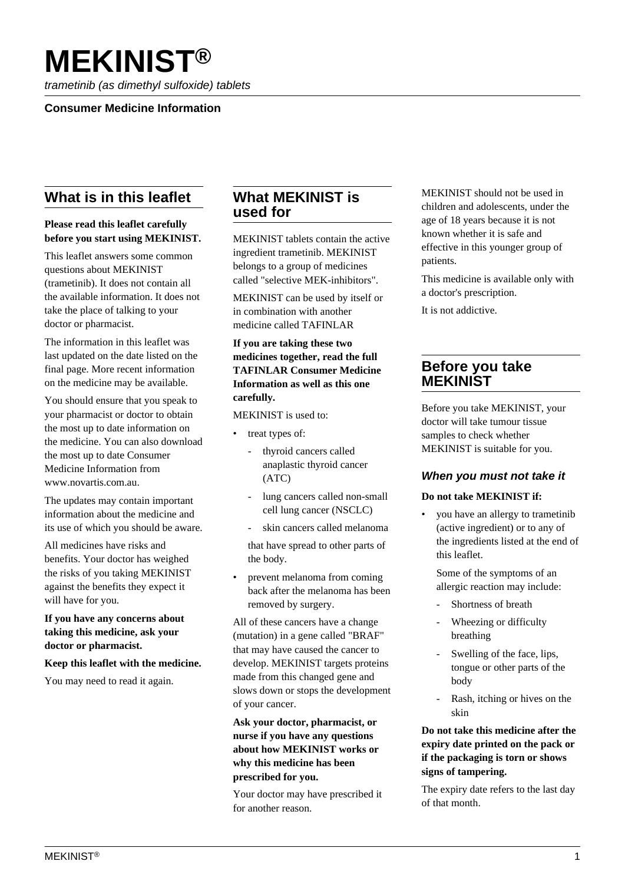# MEKINIST®

*trametinib (as dimethyl sulfoxide) tablets*

**Consumer Medicine Information**

## What is in this leaflet

**Please read this leaflet carefully before you start using MEKINIST.**

This leaflet answers some common questions about MEKINIST (trametinib). It does not contain all the available information. It does not take the place of talking to your doctor or pharmacist.

The information in this leaflet was last updated on the date listed on the final page. More recent information on the medicine may be available.

You should ensure that you speak to your pharmacist or doctor to obtain the most up to date information on the medicine. You can also download the most up to date Consumer Medicine Information from www.novartis.com.au.

The updates may contain important information about the medicine and its use of which you should be aware.

All medicines have risks and benefits. Your doctor has weighed the risks of you taking MEKINIST against the benefits they expect it will have for you.

**If you have any concerns about taking this medicine, ask your doctor or pharmacist.**

**Keep this leaflet with the medicine.**

You may need to read it again.

## What MEKINIST is used for

MEKINIST tablets contain the active ingredient trametinib. MEKINIST belongs to a group of medicines called "selective MEK-inhibitors".

MEKINIST can be used by itself or in combination with another medicine called TAFINLAR

**If you are taking these two medicines together, read the full TAFINLAR Consumer Medicine Information as well as this one carefully.**

MEKINIST is used to:

- treat types of:
  - thyroid cancers called anaplastic thyroid cancer (ATC)
  - lung cancers called non-small cell lung cancer (NSCLC)
  - skin cancers called melanoma

  that have spread to other parts of the body.
- prevent melanoma from coming back after the melanoma has been removed by surgery.

All of these cancers have a change (mutation) in a gene called "BRAF" that may have caused the cancer to develop. MEKINIST targets proteins made from this changed gene and slows down or stops the development of your cancer.

**Ask your doctor, pharmacist, or nurse if you have any questions about how MEKINIST works or why this medicine has been prescribed for you.**

Your doctor may have prescribed it for another reason.

MEKINIST should not be used in children and adolescents, under the age of 18 years because it is not known whether it is safe and effective in this younger group of patients.

This medicine is available only with a doctor's prescription.

It is not addictive.

## Before you take MEKINIST

Before you take MEKINIST, your doctor will take tumour tissue samples to check whether MEKINIST is suitable for you.

### *When you must not take it*

**Do not take MEKINIST if:**

- you have an allergy to trametinib (active ingredient) or to any of the ingredients listed at the end of this leaflet.

  Some of the symptoms of an allergic reaction may include:
  - Shortness of breath
  - Wheezing or difficulty breathing
  - Swelling of the face, lips, tongue or other parts of the body
  - Rash, itching or hives on the skin

**Do not take this medicine after the expiry date printed on the pack or if the packaging is torn or shows signs of tampering.**

The expiry date refers to the last day of that month.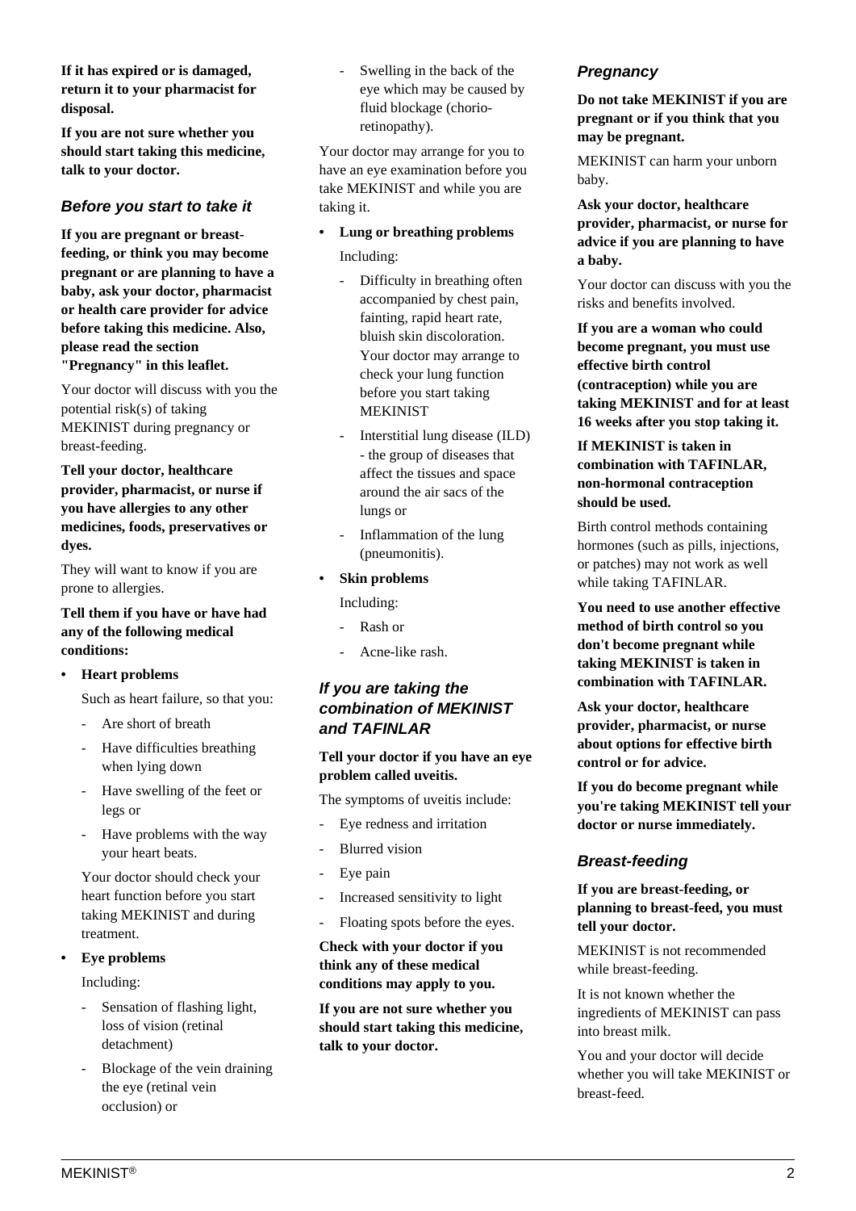**If it has expired or is damaged, return it to your pharmacist for disposal.**

**If you are not sure whether you should start taking this medicine, talk to your doctor.**

### *Before you start to take it*

**If you are pregnant or breast-feeding, or think you may become pregnant or are planning to have a baby, ask your doctor, pharmacist or health care provider for advice before taking this medicine. Also, please read the section "Pregnancy" in this leaflet.**

Your doctor will discuss with you the potential risk(s) of taking MEKINIST during pregnancy or breast-feeding.

**Tell your doctor, healthcare provider, pharmacist, or nurse if you have allergies to any other medicines, foods, preservatives or dyes.**

They will want to know if you are prone to allergies.

**Tell them if you have or have had any of the following medical conditions:**

- **Heart problems**

  Such as heart failure, so that you:

  - Are short of breath
  - Have difficulties breathing when lying down
  - Have swelling of the feet or legs or
  - Have problems with the way your heart beats.

  Your doctor should check your heart function before you start taking MEKINIST and during treatment.

- **Eye problems**

  Including:

  - Sensation of flashing light, loss of vision (retinal detachment)
  - Blockage of the vein draining the eye (retinal vein occlusion) or
  - Swelling in the back of the eye which may be caused by fluid blockage (chorio-retinopathy).

  Your doctor may arrange for you to have an eye examination before you take MEKINIST and while you are taking it.

- **Lung or breathing problems**

  Including:

  - Difficulty in breathing often accompanied by chest pain, fainting, rapid heart rate, bluish skin discoloration. Your doctor may arrange to check your lung function before you start taking MEKINIST
  - Interstitial lung disease (ILD) - the group of diseases that affect the tissues and space around the air sacs of the lungs or
  - Inflammation of the lung (pneumonitis).

- **Skin problems**

  Including:

  - Rash or
  - Acne-like rash.

### *If you are taking the combination of MEKINIST and TAFINLAR*

**Tell your doctor if you have an eye problem called uveitis.**

The symptoms of uveitis include:

- Eye redness and irritation
- Blurred vision
- Eye pain
- Increased sensitivity to light
- Floating spots before the eyes.

**Check with your doctor if you think any of these medical conditions may apply to you.**

**If you are not sure whether you should start taking this medicine, talk to your doctor.**

### *Pregnancy*

**Do not take MEKINIST if you are pregnant or if you think that you may be pregnant.**

MEKINIST can harm your unborn baby.

**Ask your doctor, healthcare provider, pharmacist, or nurse for advice if you are planning to have a baby.**

Your doctor can discuss with you the risks and benefits involved.

**If you are a woman who could become pregnant, you must use effective birth control (contraception) while you are taking MEKINIST and for at least 16 weeks after you stop taking it.**

**If MEKINIST is taken in combination with TAFINLAR, non-hormonal contraception should be used.**

Birth control methods containing hormones (such as pills, injections, or patches) may not work as well while taking TAFINLAR.

**You need to use another effective method of birth control so you don't become pregnant while taking MEKINIST is taken in combination with TAFINLAR.**

**Ask your doctor, healthcare provider, pharmacist, or nurse about options for effective birth control or for advice.**

**If you do become pregnant while you're taking MEKINIST tell your doctor or nurse immediately.**

### *Breast-feeding*

**If you are breast-feeding, or planning to breast-feed, you must tell your doctor.**

MEKINIST is not recommended while breast-feeding.

It is not known whether the ingredients of MEKINIST can pass into breast milk.

You and your doctor will decide whether you will take MEKINIST or breast-feed.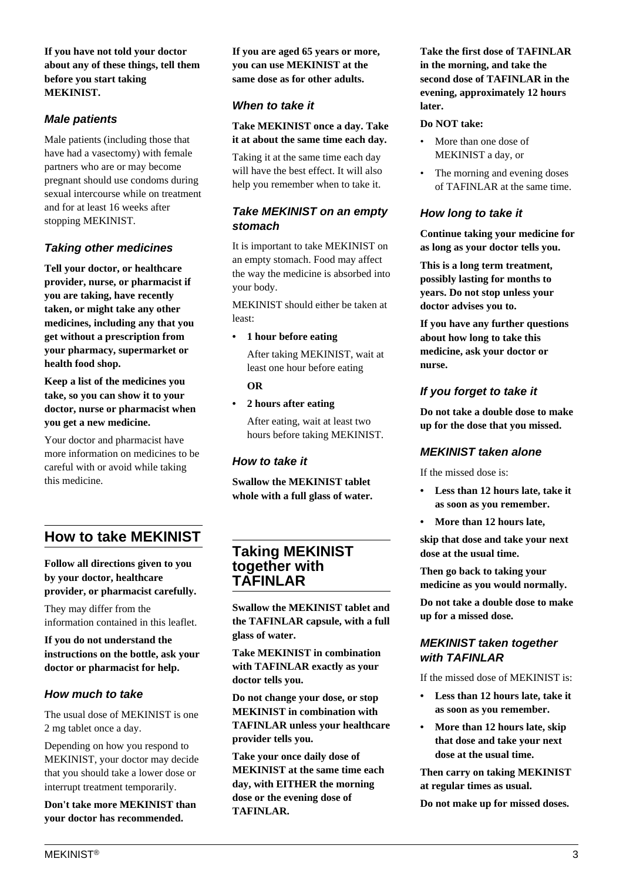**If you have not told your doctor about any of these things, tell them before you start taking MEKINIST.**

### *Male patients*

Male patients (including those that have had a vasectomy) with female partners who are or may become pregnant should use condoms during sexual intercourse while on treatment and for at least 16 weeks after stopping MEKINIST.

### *Taking other medicines*

**Tell your doctor, or healthcare provider, nurse, or pharmacist if you are taking, have recently taken, or might take any other medicines, including any that you get without a prescription from your pharmacy, supermarket or health food shop.**

**Keep a list of the medicines you take, so you can show it to your doctor, nurse or pharmacist when you get a new medicine.**

Your doctor and pharmacist have more information on medicines to be careful with or avoid while taking this medicine.

## How to take MEKINIST

**Follow all directions given to you by your doctor, healthcare provider, or pharmacist carefully.**

They may differ from the information contained in this leaflet.

**If you do not understand the instructions on the bottle, ask your doctor or pharmacist for help.**

### *How much to take*

The usual dose of MEKINIST is one 2 mg tablet once a day.

Depending on how you respond to MEKINIST, your doctor may decide that you should take a lower dose or interrupt treatment temporarily.

**Don't take more MEKINIST than your doctor has recommended.**

**If you are aged 65 years or more, you can use MEKINIST at the same dose as for other adults.**

### *When to take it*

**Take MEKINIST once a day. Take it at about the same time each day.**

Taking it at the same time each day will have the best effect. It will also help you remember when to take it.

### *Take MEKINIST on an empty stomach*

It is important to take MEKINIST on an empty stomach. Food may affect the way the medicine is absorbed into your body.

MEKINIST should either be taken at least:

- **1 hour before eating**

  After taking MEKINIST, wait at least one hour before eating

  **OR**

- **2 hours after eating**

  After eating, wait at least two hours before taking MEKINIST.

### *How to take it*

**Swallow the MEKINIST tablet whole with a full glass of water.**

## Taking MEKINIST together with TAFINLAR

**Swallow the MEKINIST tablet and the TAFINLAR capsule, with a full glass of water.**

**Take MEKINIST in combination with TAFINLAR exactly as your doctor tells you.**

**Do not change your dose, or stop MEKINIST in combination with TAFINLAR unless your healthcare provider tells you.**

**Take your once daily dose of MEKINIST at the same time each day, with EITHER the morning dose or the evening dose of TAFINLAR.**

**Take the first dose of TAFINLAR in the morning, and take the second dose of TAFINLAR in the evening, approximately 12 hours later.**

**Do NOT take:**

- More than one dose of MEKINIST a day, or
- The morning and evening doses of TAFINLAR at the same time.

### *How long to take it*

**Continue taking your medicine for as long as your doctor tells you.**

**This is a long term treatment, possibly lasting for months to years. Do not stop unless your doctor advises you to.**

**If you have any further questions about how long to take this medicine, ask your doctor or nurse.**

### *If you forget to take it*

**Do not take a double dose to make up for the dose that you missed.**

### *MEKINIST taken alone*

If the missed dose is:

- **Less than 12 hours late, take it as soon as you remember.**
- **More than 12 hours late,**

**skip that dose and take your next dose at the usual time.**

**Then go back to taking your medicine as you would normally.**

**Do not take a double dose to make up for a missed dose.**

### *MEKINIST taken together with TAFINLAR*

If the missed dose of MEKINIST is:

- **Less than 12 hours late, take it as soon as you remember.**
- **More than 12 hours late, skip that dose and take your next dose at the usual time.**

**Then carry on taking MEKINIST at regular times as usual.**

**Do not make up for missed doses.**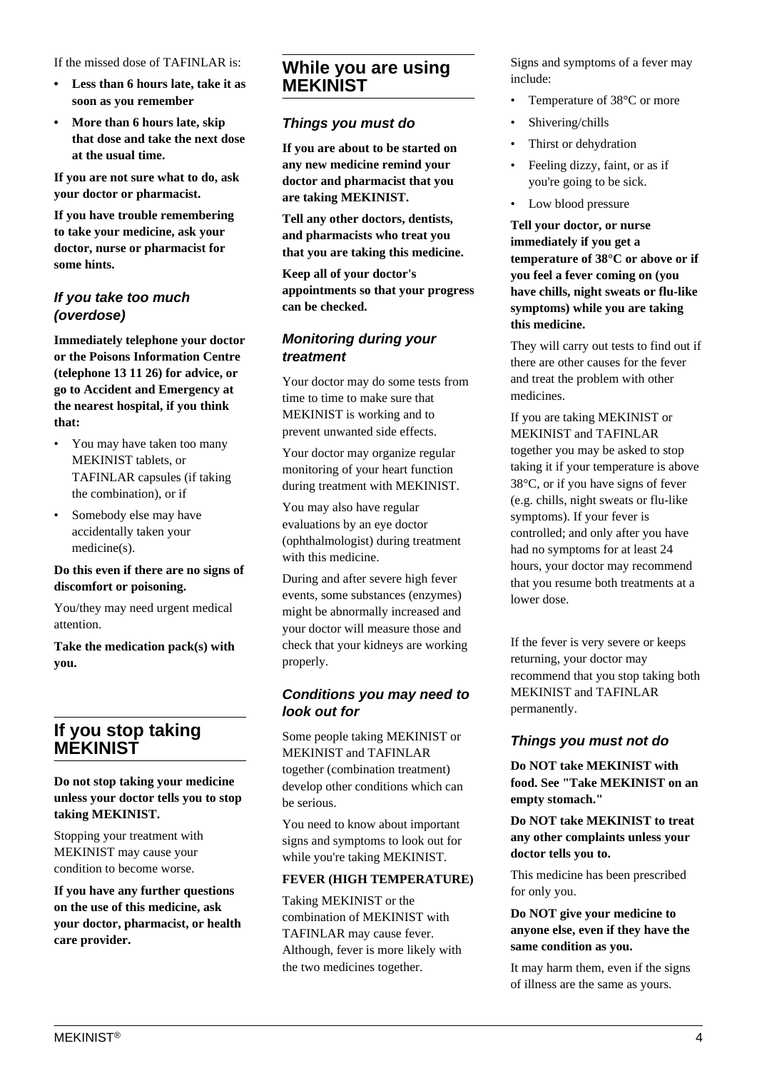If the missed dose of TAFINLAR is:

- **Less than 6 hours late, take it as soon as you remember**
- **More than 6 hours late, skip that dose and take the next dose at the usual time.**

**If you are not sure what to do, ask your doctor or pharmacist.**

**If you have trouble remembering to take your medicine, ask your doctor, nurse or pharmacist for some hints.**

### *If you take too much (overdose)*

**Immediately telephone your doctor or the Poisons Information Centre (telephone 13 11 26) for advice, or go to Accident and Emergency at the nearest hospital, if you think that:**

- You may have taken too many MEKINIST tablets, or TAFINLAR capsules (if taking the combination), or if
- Somebody else may have accidentally taken your medicine(s).

**Do this even if there are no signs of discomfort or poisoning.**

You/they may need urgent medical attention.

**Take the medication pack(s) with you.**

## If you stop taking MEKINIST

**Do not stop taking your medicine unless your doctor tells you to stop taking MEKINIST.**

Stopping your treatment with MEKINIST may cause your condition to become worse.

**If you have any further questions on the use of this medicine, ask your doctor, pharmacist, or health care provider.**

## While you are using MEKINIST

### *Things you must do*

**If you are about to be started on any new medicine remind your doctor and pharmacist that you are taking MEKINIST.**

**Tell any other doctors, dentists, and pharmacists who treat you that you are taking this medicine.**

**Keep all of your doctor's appointments so that your progress can be checked.**

### *Monitoring during your treatment*

Your doctor may do some tests from time to time to make sure that MEKINIST is working and to prevent unwanted side effects.

Your doctor may organize regular monitoring of your heart function during treatment with MEKINIST.

You may also have regular evaluations by an eye doctor (ophthalmologist) during treatment with this medicine.

During and after severe high fever events, some substances (enzymes) might be abnormally increased and your doctor will measure those and check that your kidneys are working properly.

### *Conditions you may need to look out for*

Some people taking MEKINIST or MEKINIST and TAFINLAR together (combination treatment) develop other conditions which can be serious.

You need to know about important signs and symptoms to look out for while you're taking MEKINIST.

**FEVER (HIGH TEMPERATURE)**

Taking MEKINIST or the combination of MEKINIST with TAFINLAR may cause fever. Although, fever is more likely with the two medicines together.

Signs and symptoms of a fever may include:

- Temperature of 38°C or more
- Shivering/chills
- Thirst or dehydration
- Feeling dizzy, faint, or as if you're going to be sick.
- Low blood pressure

**Tell your doctor, or nurse immediately if you get a temperature of 38°C or above or if you feel a fever coming on (you have chills, night sweats or flu-like symptoms) while you are taking this medicine.**

They will carry out tests to find out if there are other causes for the fever and treat the problem with other medicines.

If you are taking MEKINIST or MEKINIST and TAFINLAR together you may be asked to stop taking it if your temperature is above 38°C, or if you have signs of fever (e.g. chills, night sweats or flu-like symptoms). If your fever is controlled; and only after you have had no symptoms for at least 24 hours, your doctor may recommend that you resume both treatments at a lower dose.

If the fever is very severe or keeps returning, your doctor may recommend that you stop taking both MEKINIST and TAFINLAR permanently.

### *Things you must not do*

**Do NOT take MEKINIST with food. See "Take MEKINIST on an empty stomach."**

**Do NOT take MEKINIST to treat any other complaints unless your doctor tells you to.**

This medicine has been prescribed for only you.

**Do NOT give your medicine to anyone else, even if they have the same condition as you.**

It may harm them, even if the signs of illness are the same as yours.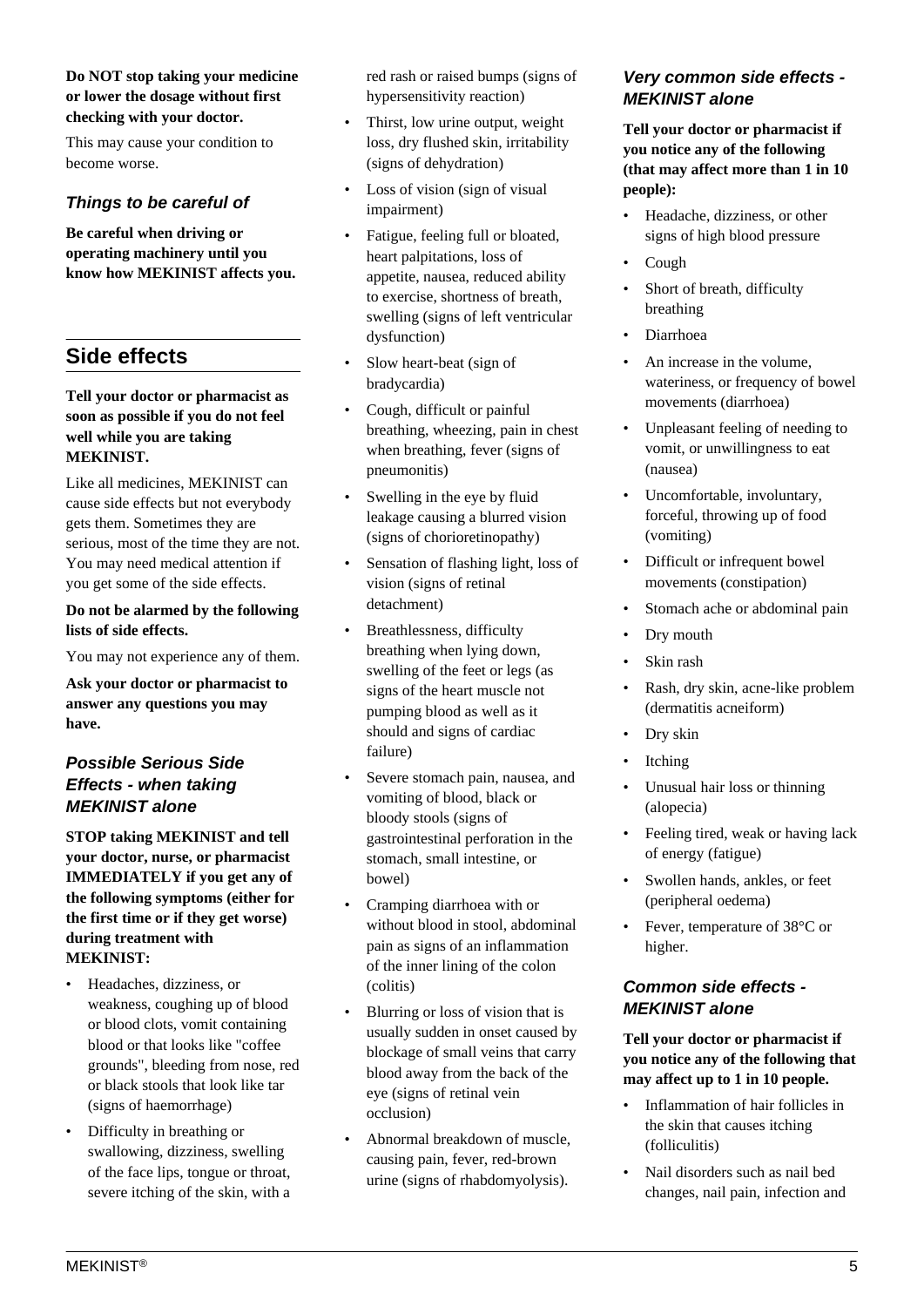**Do NOT stop taking your medicine or lower the dosage without first checking with your doctor.**

This may cause your condition to become worse.

### *Things to be careful of*

**Be careful when driving or operating machinery until you know how MEKINIST affects you.**

## Side effects

**Tell your doctor or pharmacist as soon as possible if you do not feel well while you are taking MEKINIST.**

Like all medicines, MEKINIST can cause side effects but not everybody gets them. Sometimes they are serious, most of the time they are not. You may need medical attention if you get some of the side effects.

**Do not be alarmed by the following lists of side effects.**

You may not experience any of them.

**Ask your doctor or pharmacist to answer any questions you may have.**

### *Possible Serious Side Effects - when taking MEKINIST alone*

**STOP taking MEKINIST and tell your doctor, nurse, or pharmacist IMMEDIATELY if you get any of the following symptoms (either for the first time or if they get worse) during treatment with MEKINIST:**

- Headaches, dizziness, or weakness, coughing up of blood or blood clots, vomit containing blood or that looks like "coffee grounds", bleeding from nose, red or black stools that look like tar (signs of haemorrhage)
- Difficulty in breathing or swallowing, dizziness, swelling of the face lips, tongue or throat, severe itching of the skin, with a red rash or raised bumps (signs of hypersensitivity reaction)
- Thirst, low urine output, weight loss, dry flushed skin, irritability (signs of dehydration)
- Loss of vision (sign of visual impairment)
- Fatigue, feeling full or bloated, heart palpitations, loss of appetite, nausea, reduced ability to exercise, shortness of breath, swelling (signs of left ventricular dysfunction)
- Slow heart-beat (sign of bradycardia)
- Cough, difficult or painful breathing, wheezing, pain in chest when breathing, fever (signs of pneumonitis)
- Swelling in the eye by fluid leakage causing a blurred vision (signs of chorioretinopathy)
- Sensation of flashing light, loss of vision (signs of retinal detachment)
- Breathlessness, difficulty breathing when lying down, swelling of the feet or legs (as signs of the heart muscle not pumping blood as well as it should and signs of cardiac failure)
- Severe stomach pain, nausea, and vomiting of blood, black or bloody stools (signs of gastrointestinal perforation in the stomach, small intestine, or bowel)
- Cramping diarrhoea with or without blood in stool, abdominal pain as signs of an inflammation of the inner lining of the colon (colitis)
- Blurring or loss of vision that is usually sudden in onset caused by blockage of small veins that carry blood away from the back of the eye (signs of retinal vein occlusion)
- Abnormal breakdown of muscle, causing pain, fever, red-brown urine (signs of rhabdomyolysis).

### *Very common side effects - MEKINIST alone*

**Tell your doctor or pharmacist if you notice any of the following (that may affect more than 1 in 10 people):**

- Headache, dizziness, or other signs of high blood pressure
- Cough
- Short of breath, difficulty breathing
- Diarrhoea
- An increase in the volume, wateriness, or frequency of bowel movements (diarrhoea)
- Unpleasant feeling of needing to vomit, or unwillingness to eat (nausea)
- Uncomfortable, involuntary, forceful, throwing up of food (vomiting)
- Difficult or infrequent bowel movements (constipation)
- Stomach ache or abdominal pain
- Dry mouth
- Skin rash
- Rash, dry skin, acne-like problem (dermatitis acneiform)
- Dry skin
- Itching
- Unusual hair loss or thinning (alopecia)
- Feeling tired, weak or having lack of energy (fatigue)
- Swollen hands, ankles, or feet (peripheral oedema)
- Fever, temperature of 38°C or higher.

### *Common side effects - MEKINIST alone*

**Tell your doctor or pharmacist if you notice any of the following that may affect up to 1 in 10 people.**

- Inflammation of hair follicles in the skin that causes itching (folliculitis)
- Nail disorders such as nail bed changes, nail pain, infection and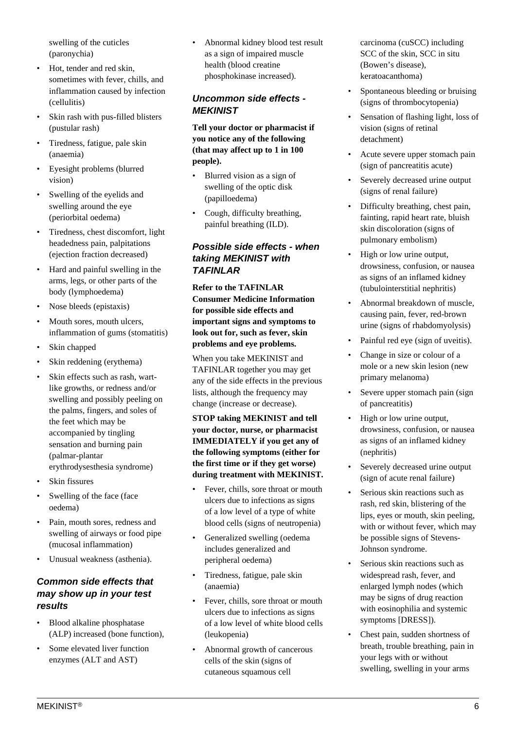swelling of the cuticles (paronychia)

- Hot, tender and red skin, sometimes with fever, chills, and inflammation caused by infection (cellulitis)
- Skin rash with pus-filled blisters (pustular rash)
- Tiredness, fatigue, pale skin (anaemia)
- Eyesight problems (blurred vision)
- Swelling of the eyelids and swelling around the eye (periorbital oedema)
- Tiredness, chest discomfort, light headedness pain, palpitations (ejection fraction decreased)
- Hard and painful swelling in the arms, legs, or other parts of the body (lymphoedema)
- Nose bleeds (epistaxis)
- Mouth sores, mouth ulcers, inflammation of gums (stomatitis)
- Skin chapped
- Skin reddening (erythema)
- Skin effects such as rash, wart-like growths, or redness and/or swelling and possibly peeling on the palms, fingers, and soles of the feet which may be accompanied by tingling sensation and burning pain (palmar-plantar erythrodysesthesia syndrome)
- Skin fissures
- Swelling of the face (face oedema)
- Pain, mouth sores, redness and swelling of airways or food pipe (mucosal inflammation)
- Unusual weakness (asthenia).

### *Common side effects that may show up in your test results*

- Blood alkaline phosphatase (ALP) increased (bone function),
- Some elevated liver function enzymes (ALT and AST)
- Abnormal kidney blood test result as a sign of impaired muscle health (blood creatine phosphokinase increased).

### *Uncommon side effects - MEKINIST*

**Tell your doctor or pharmacist if you notice any of the following (that may affect up to 1 in 100 people).**

- Blurred vision as a sign of swelling of the optic disk (papilloedema)
- Cough, difficulty breathing, painful breathing (ILD).

### *Possible side effects - when taking MEKINIST with TAFINLAR*

**Refer to the TAFINLAR Consumer Medicine Information for possible side effects and important signs and symptoms to look out for, such as fever, skin problems and eye problems.**

When you take MEKINIST and TAFINLAR together you may get any of the side effects in the previous lists, although the frequency may change (increase or decrease).

**STOP taking MEKINIST and tell your doctor, nurse, or pharmacist IMMEDIATELY if you get any of the following symptoms (either for the first time or if they get worse) during treatment with MEKINIST.**

- Fever, chills, sore throat or mouth ulcers due to infections as signs of a low level of a type of white blood cells (signs of neutropenia)
- Generalized swelling (oedema includes generalized and peripheral oedema)
- Tiredness, fatigue, pale skin (anaemia)
- Fever, chills, sore throat or mouth ulcers due to infections as signs of a low level of white blood cells (leukopenia)
- Abnormal growth of cancerous cells of the skin (signs of cutaneous squamous cell carcinoma (cuSCC) including SCC of the skin, SCC in situ (Bowen's disease), keratoacanthoma)
- Spontaneous bleeding or bruising (signs of thrombocytopenia)
- Sensation of flashing light, loss of vision (signs of retinal detachment)
- Acute severe upper stomach pain (sign of pancreatitis acute)
- Severely decreased urine output (signs of renal failure)
- Difficulty breathing, chest pain, fainting, rapid heart rate, bluish skin discoloration (signs of pulmonary embolism)
- High or low urine output, drowsiness, confusion, or nausea as signs of an inflamed kidney (tubulointerstitial nephritis)
- Abnormal breakdown of muscle, causing pain, fever, red-brown urine (signs of rhabdomyolysis)
- Painful red eye (sign of uveitis).
- Change in size or colour of a mole or a new skin lesion (new primary melanoma)
- Severe upper stomach pain (sign of pancreatitis)
- High or low urine output, drowsiness, confusion, or nausea as signs of an inflamed kidney (nephritis)
- Severely decreased urine output (sign of acute renal failure)
- Serious skin reactions such as rash, red skin, blistering of the lips, eyes or mouth, skin peeling, with or without fever, which may be possible signs of Stevens-Johnson syndrome.
- Serious skin reactions such as widespread rash, fever, and enlarged lymph nodes (which may be signs of drug reaction with eosinophilia and systemic symptoms [DRESS]).
- Chest pain, sudden shortness of breath, trouble breathing, pain in your legs with or without swelling, swelling in your arms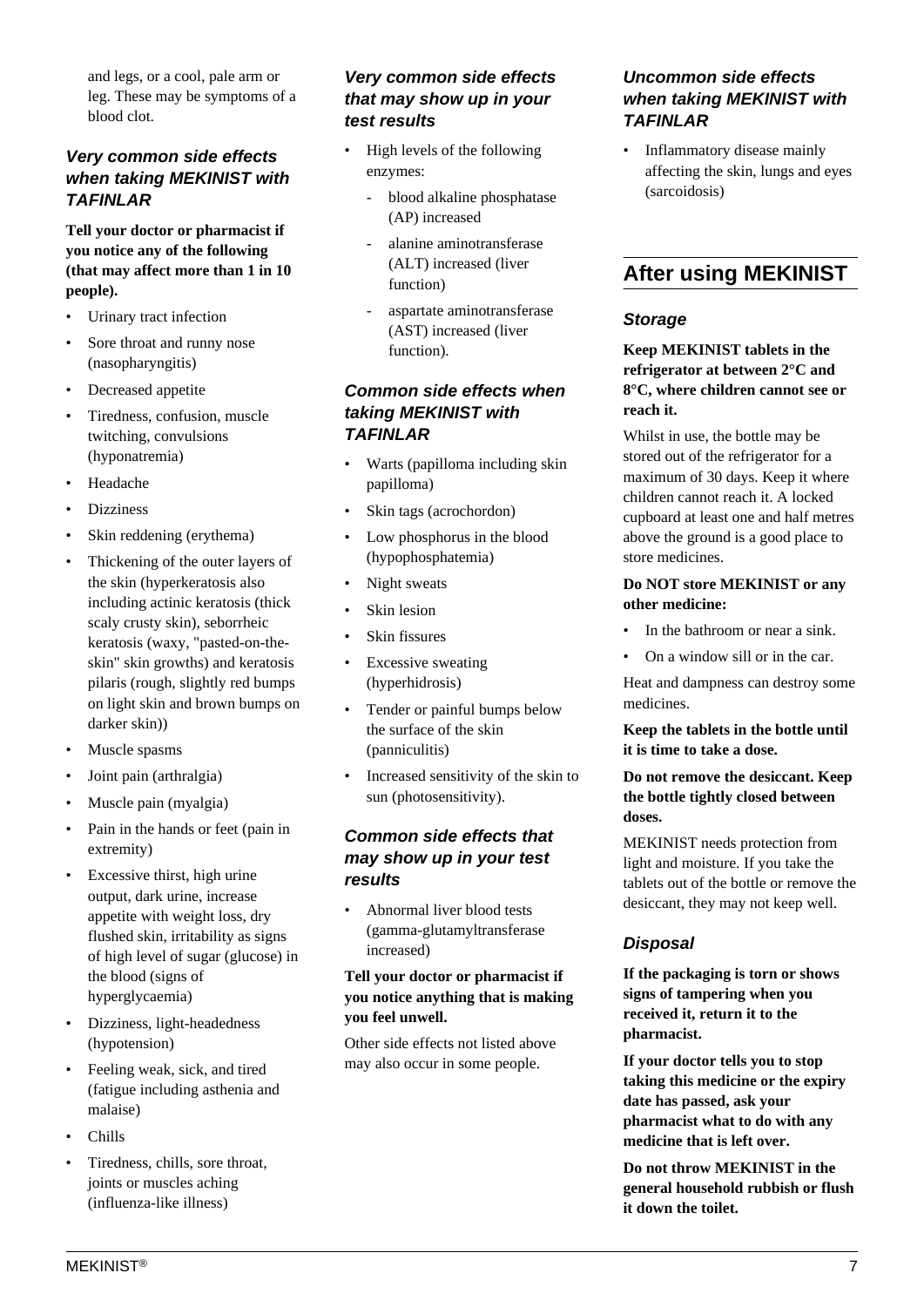and legs, or a cool, pale arm or leg. These may be symptoms of a blood clot.

### *Very common side effects when taking MEKINIST with TAFINLAR*

**Tell your doctor or pharmacist if you notice any of the following (that may affect more than 1 in 10 people).**

- Urinary tract infection
- Sore throat and runny nose (nasopharyngitis)
- Decreased appetite
- Tiredness, confusion, muscle twitching, convulsions (hyponatremia)
- Headache
- Dizziness
- Skin reddening (erythema)
- Thickening of the outer layers of the skin (hyperkeratosis also including actinic keratosis (thick scaly crusty skin), seborrheic keratosis (waxy, "pasted-on-the-skin" skin growths) and keratosis pilaris (rough, slightly red bumps on light skin and brown bumps on darker skin))
- Muscle spasms
- Joint pain (arthralgia)
- Muscle pain (myalgia)
- Pain in the hands or feet (pain in extremity)
- Excessive thirst, high urine output, dark urine, increase appetite with weight loss, dry flushed skin, irritability as signs of high level of sugar (glucose) in the blood (signs of hyperglycaemia)
- Dizziness, light-headedness (hypotension)
- Feeling weak, sick, and tired (fatigue including asthenia and malaise)
- Chills
- Tiredness, chills, sore throat, joints or muscles aching (influenza-like illness)

### *Very common side effects that may show up in your test results*

- High levels of the following enzymes:
  - blood alkaline phosphatase (AP) increased
  - alanine aminotransferase (ALT) increased (liver function)
  - aspartate aminotransferase (AST) increased (liver function).

### *Common side effects when taking MEKINIST with TAFINLAR*

- Warts (papilloma including skin papilloma)
- Skin tags (acrochordon)
- Low phosphorus in the blood (hypophosphatemia)
- Night sweats
- Skin lesion
- Skin fissures
- Excessive sweating (hyperhidrosis)
- Tender or painful bumps below the surface of the skin (panniculitis)
- Increased sensitivity of the skin to sun (photosensitivity).

### *Common side effects that may show up in your test results*

- Abnormal liver blood tests (gamma-glutamyltransferase increased)

**Tell your doctor or pharmacist if you notice anything that is making you feel unwell.**

Other side effects not listed above may also occur in some people.

### *Uncommon side effects when taking MEKINIST with TAFINLAR*

- Inflammatory disease mainly affecting the skin, lungs and eyes (sarcoidosis)

## After using MEKINIST

### *Storage*

**Keep MEKINIST tablets in the refrigerator at between 2°C and 8°C, where children cannot see or reach it.**

Whilst in use, the bottle may be stored out of the refrigerator for a maximum of 30 days. Keep it where children cannot reach it. A locked cupboard at least one and half metres above the ground is a good place to store medicines.

**Do NOT store MEKINIST or any other medicine:**

- In the bathroom or near a sink.
- On a window sill or in the car.

Heat and dampness can destroy some medicines.

**Keep the tablets in the bottle until it is time to take a dose.**

**Do not remove the desiccant. Keep the bottle tightly closed between doses.**

MEKINIST needs protection from light and moisture. If you take the tablets out of the bottle or remove the desiccant, they may not keep well.

### *Disposal*

**If the packaging is torn or shows signs of tampering when you received it, return it to the pharmacist.**

**If your doctor tells you to stop taking this medicine or the expiry date has passed, ask your pharmacist what to do with any medicine that is left over.**

**Do not throw MEKINIST in the general household rubbish or flush it down the toilet.**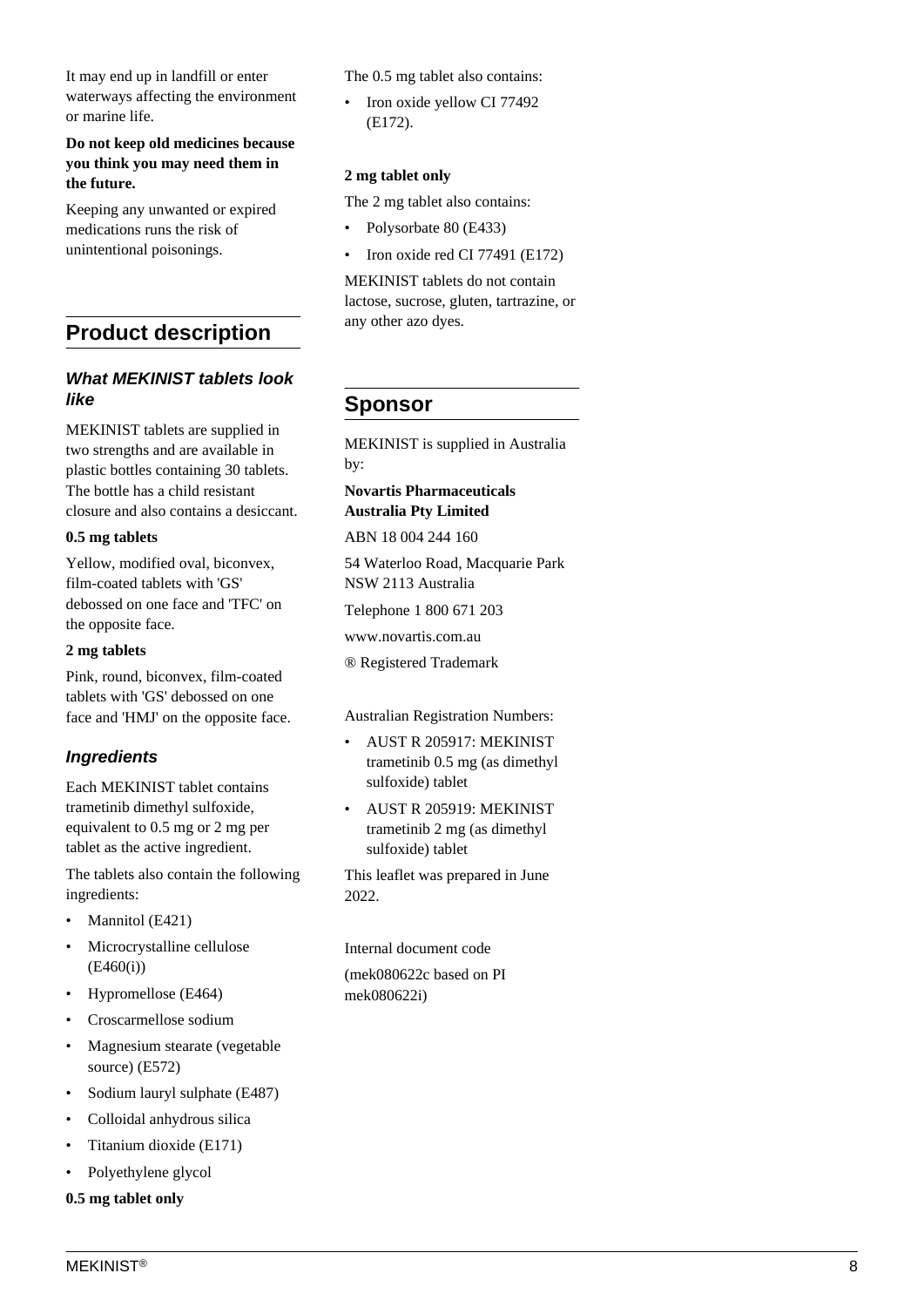It may end up in landfill or enter waterways affecting the environment or marine life.

**Do not keep old medicines because you think you may need them in the future.**

Keeping any unwanted or expired medications runs the risk of unintentional poisonings.

## Product description

### *What MEKINIST tablets look like*

MEKINIST tablets are supplied in two strengths and are available in plastic bottles containing 30 tablets. The bottle has a child resistant closure and also contains a desiccant.

**0.5 mg tablets**

Yellow, modified oval, biconvex, film-coated tablets with 'GS' debossed on one face and 'TFC' on the opposite face.

**2 mg tablets**

Pink, round, biconvex, film-coated tablets with 'GS' debossed on one face and 'HMJ' on the opposite face.

### *Ingredients*

Each MEKINIST tablet contains trametinib dimethyl sulfoxide, equivalent to 0.5 mg or 2 mg per tablet as the active ingredient.

The tablets also contain the following ingredients:

- Mannitol (E421)
- Microcrystalline cellulose (E460(i))
- Hypromellose (E464)
- Croscarmellose sodium
- Magnesium stearate (vegetable source) (E572)
- Sodium lauryl sulphate (E487)
- Colloidal anhydrous silica
- Titanium dioxide (E171)
- Polyethylene glycol

**0.5 mg tablet only**

The 0.5 mg tablet also contains:

- Iron oxide yellow CI 77492 (E172).

**2 mg tablet only**

The 2 mg tablet also contains:

- Polysorbate 80 (E433)
- Iron oxide red CI 77491 (E172)

MEKINIST tablets do not contain lactose, sucrose, gluten, tartrazine, or any other azo dyes.

## Sponsor

MEKINIST is supplied in Australia by:

**Novartis Pharmaceuticals Australia Pty Limited**

ABN 18 004 244 160

54 Waterloo Road, Macquarie Park NSW 2113 Australia

Telephone 1 800 671 203

www.novartis.com.au

® Registered Trademark

Australian Registration Numbers:

- AUST R 205917: MEKINIST trametinib 0.5 mg (as dimethyl sulfoxide) tablet
- AUST R 205919: MEKINIST trametinib 2 mg (as dimethyl sulfoxide) tablet

This leaflet was prepared in June 2022.

Internal document code

(mek080622c based on PI mek080622i)